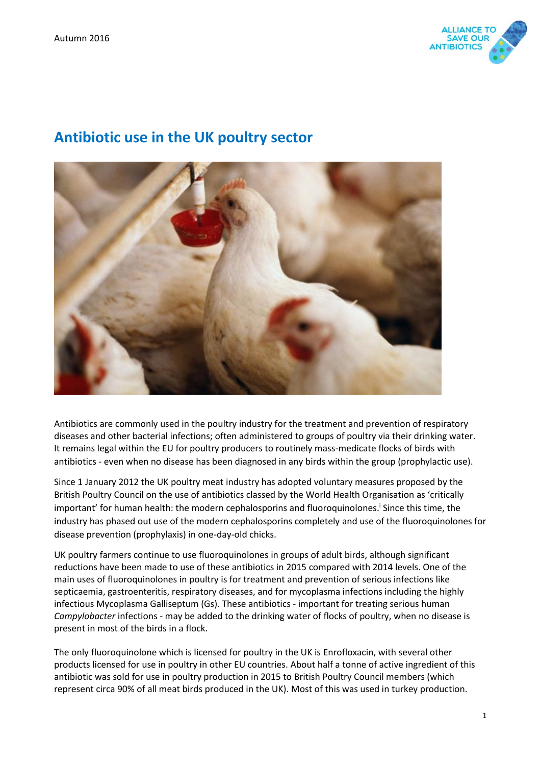Autumn 2016

# Antibiotic use in the UK poultry sector

Antibiotics are commonly used in the poultry industry for the treatment and prevention of respiratory diseases and other bacterial infections; often administered to groups of poultry via their drinking water. It remains legal within the EU for poultry producers to routinely mass-medicate flocks of birds with antibiotics - even when no disease has been diagnosed in any birds within the group (prophylactic use).

Since 1 January 2012 the UK poultry meat industry has adopted voluntary measures proposed by the British Poultry Council on the use of antibiotics classed by the World Health Organisation as 'critically important' for human health: the modern cephalosporins and fluoroquinolones.[i] Since this time, the industry has phased out use of the modern cephalosporins completely and use of the fluoroquinolones for disease prevention (prophylaxis) in one-day-old chicks.

UK poultry farmers continue to use fluoroquinolones in groups of adult birds, although significant reductions have been made to use of these antibiotics in 2015 compared with 2014 levels. One of the main uses of fluoroquinolones in poultry is for treatment and prevention of serious infections like septicaemia, gastroenteritis, respiratory diseases, and for mycoplasma infections including the highly infectious Mycoplasma Galliseptum (Gs). These antibiotics - important for treating serious human *Campylobacter* infections - may be added to the drinking water of flocks of poultry, when no disease is present in most of the birds in a flock.

The only fluoroquinolone which is licensed for poultry in the UK is Enrofloxacin, with several other products licensed for use in poultry in other EU countries. About half a tonne of active ingredient of this antibiotic was sold for use in poultry production in 2015 to British Poultry Council members (which represent circa 90% of all meat birds produced in the UK). Most of this was used in turkey production.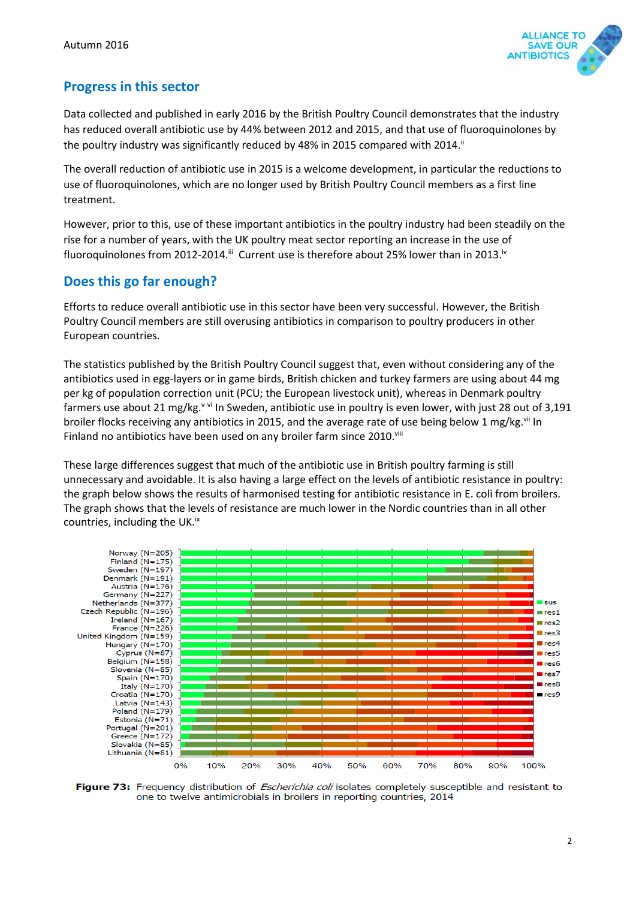## Progress in this sector

Data collected and published in early 2016 by the British Poultry Council demonstrates that the industry has reduced overall antibiotic use by 44% between 2012 and 2015, and that use of fluoroquinolones by the poultry industry was significantly reduced by 48% in 2015 compared with 2014.[ii]

The overall reduction of antibiotic use in 2015 is a welcome development, in particular the reductions to use of fluoroquinolones, which are no longer used by British Poultry Council members as a first line treatment.

However, prior to this, use of these important antibiotics in the poultry industry had been steadily on the rise for a number of years, with the UK poultry meat sector reporting an increase in the use of fluoroquinolones from 2012-2014.[iii] Current use is therefore about 25% lower than in 2013.[iv]

## Does this go far enough?

Efforts to reduce overall antibiotic use in this sector have been very successful. However, the British Poultry Council members are still overusing antibiotics in comparison to poultry producers in other European countries.

The statistics published by the British Poultry Council suggest that, even without considering any of the antibiotics used in egg-layers or in game birds, British chicken and turkey farmers are using about 44 mg per kg of population correction unit (PCU; the European livestock unit), whereas in Denmark poultry farmers use about 21 mg/kg.[v vi] In Sweden, antibiotic use in poultry is even lower, with just 28 out of 3,191 broiler flocks receiving any antibiotics in 2015, and the average rate of use being below 1 mg/kg.[vii] In Finland no antibiotics have been used on any broiler farm since 2010.[viii]

These large differences suggest that much of the antibiotic use in British poultry farming is still unnecessary and avoidable. It is also having a large effect on the levels of antibiotic resistance in poultry: the graph below shows the results of harmonised testing for antibiotic resistance in E. coli from broilers. The graph shows that the levels of resistance are much lower in the Nordic countries than in all other countries, including the UK.[ix]

**Figure 73:** Frequency distribution of *Escherichia coli* isolates completely susceptible and resistant to one to twelve antimicrobials in broilers in reporting countries, 2014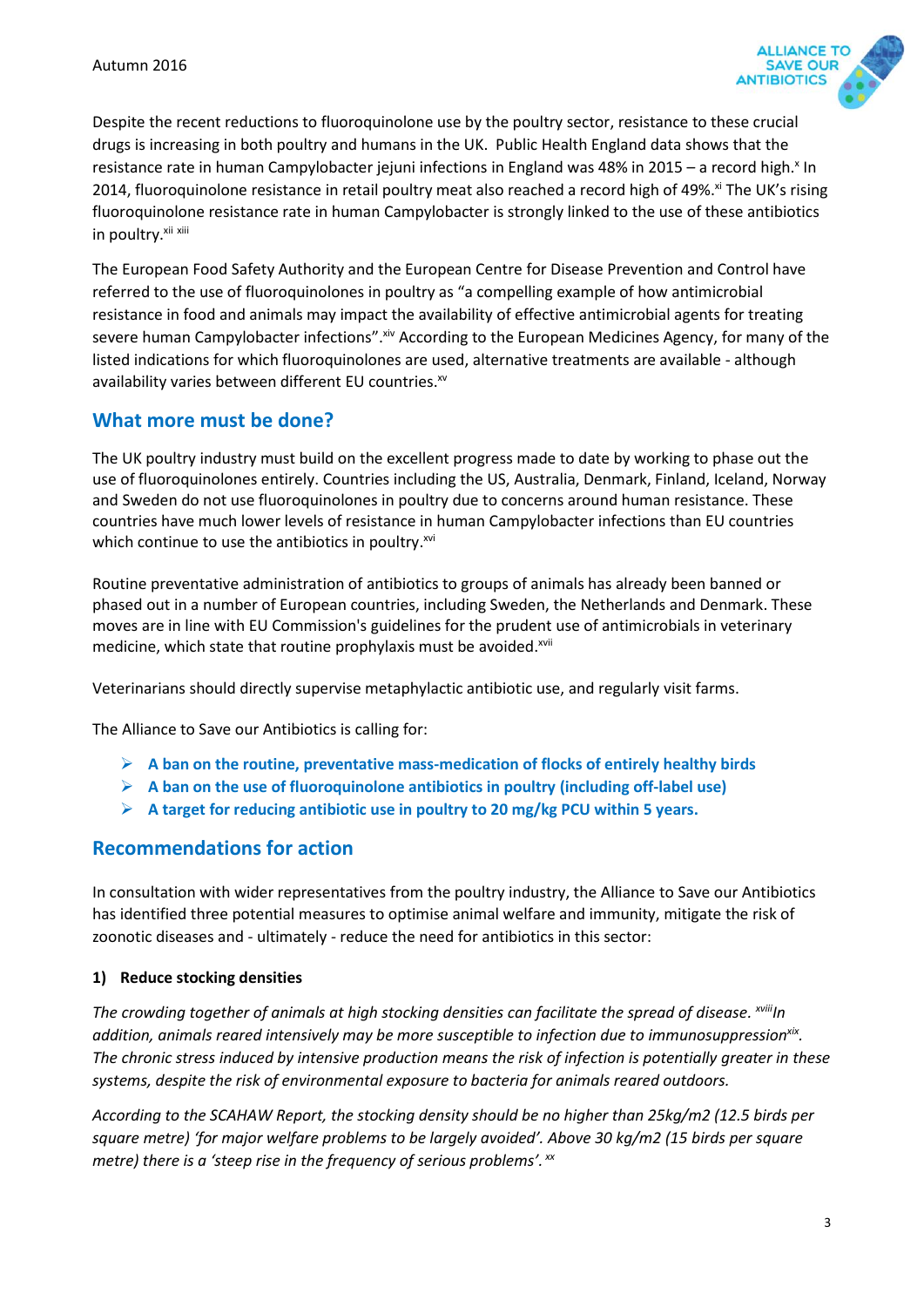Despite the recent reductions to fluoroquinolone use by the poultry sector, resistance to these crucial drugs is increasing in both poultry and humans in the UK. Public Health England data shows that the resistance rate in human Campylobacter jejuni infections in England was 48% in 2015 – a record high.[x] In 2014, fluoroquinolone resistance in retail poultry meat also reached a record high of 49%.[xi] The UK's rising fluoroquinolone resistance rate in human Campylobacter is strongly linked to the use of these antibiotics in poultry.[xii xiii]

The European Food Safety Authority and the European Centre for Disease Prevention and Control have referred to the use of fluoroquinolones in poultry as "a compelling example of how antimicrobial resistance in food and animals may impact the availability of effective antimicrobial agents for treating severe human Campylobacter infections".[xiv] According to the European Medicines Agency, for many of the listed indications for which fluoroquinolones are used, alternative treatments are available - although availability varies between different EU countries.[xv]

## What more must be done?

The UK poultry industry must build on the excellent progress made to date by working to phase out the use of fluoroquinolones entirely. Countries including the US, Australia, Denmark, Finland, Iceland, Norway and Sweden do not use fluoroquinolones in poultry due to concerns around human resistance. These countries have much lower levels of resistance in human Campylobacter infections than EU countries which continue to use the antibiotics in poultry.[xvi]

Routine preventative administration of antibiotics to groups of animals has already been banned or phased out in a number of European countries, including Sweden, the Netherlands and Denmark. These moves are in line with EU Commission's guidelines for the prudent use of antimicrobials in veterinary medicine, which state that routine prophylaxis must be avoided.[xvii]

Veterinarians should directly supervise metaphylactic antibiotic use, and regularly visit farms.

The Alliance to Save our Antibiotics is calling for:

- **A ban on the routine, preventative mass-medication of flocks of entirely healthy birds**
- **A ban on the use of fluoroquinolone antibiotics in poultry (including off-label use)**
- **A target for reducing antibiotic use in poultry to 20 mg/kg PCU within 5 years.**

## Recommendations for action

In consultation with wider representatives from the poultry industry, the Alliance to Save our Antibiotics has identified three potential measures to optimise animal welfare and immunity, mitigate the risk of zoonotic diseases and - ultimately - reduce the need for antibiotics in this sector:

### 1) Reduce stocking densities

*The crowding together of animals at high stocking densities can facilitate the spread of disease.* [xviii] *In addition, animals reared intensively may be more susceptible to infection due to immunosuppression*[xix]*. The chronic stress induced by intensive production means the risk of infection is potentially greater in these systems, despite the risk of environmental exposure to bacteria for animals reared outdoors.*

*According to the SCAHAW Report, the stocking density should be no higher than 25kg/m2 (12.5 birds per square metre) 'for major welfare problems to be largely avoided'. Above 30 kg/m2 (15 birds per square metre) there is a 'steep rise in the frequency of serious problems'.* [xx]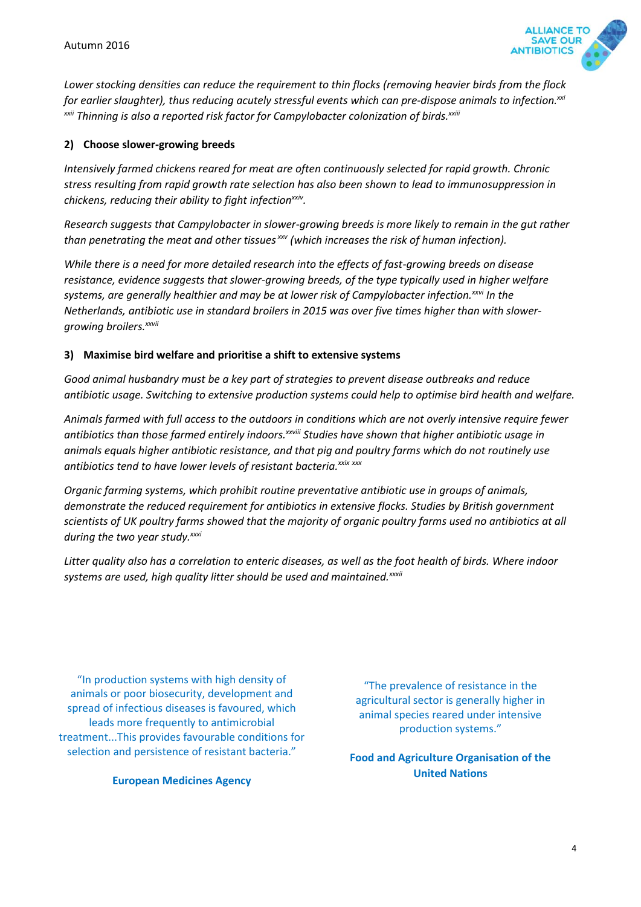*Lower stocking densities can reduce the requirement to thin flocks (removing heavier birds from the flock for earlier slaughter), thus reducing acutely stressful events which can pre-dispose animals to infection.[xxi] [xxii] Thinning is also a reported risk factor for Campylobacter colonization of birds.[xxiii]*

### 2) Choose slower-growing breeds

*Intensively farmed chickens reared for meat are often continuously selected for rapid growth. Chronic stress resulting from rapid growth rate selection has also been shown to lead to immunosuppression in chickens, reducing their ability to fight infection[xxiv].*

*Research suggests that Campylobacter in slower-growing breeds is more likely to remain in the gut rather than penetrating the meat and other tissues[xxv] (which increases the risk of human infection).*

*While there is a need for more detailed research into the effects of fast-growing breeds on disease resistance, evidence suggests that slower-growing breeds, of the type typically used in higher welfare systems, are generally healthier and may be at lower risk of Campylobacter infection.[xxvi] In the Netherlands, antibiotic use in standard broilers in 2015 was over five times higher than with slower-growing broilers.[xxvii]*

### 3) Maximise bird welfare and prioritise a shift to extensive systems

*Good animal husbandry must be a key part of strategies to prevent disease outbreaks and reduce antibiotic usage. Switching to extensive production systems could help to optimise bird health and welfare.*

*Animals farmed with full access to the outdoors in conditions which are not overly intensive require fewer antibiotics than those farmed entirely indoors.[xxviii] Studies have shown that higher antibiotic usage in animals equals higher antibiotic resistance, and that pig and poultry farms which do not routinely use antibiotics tend to have lower levels of resistant bacteria.[xxix] [xxx]*

*Organic farming systems, which prohibit routine preventative antibiotic use in groups of animals, demonstrate the reduced requirement for antibiotics in extensive flocks. Studies by British government scientists of UK poultry farms showed that the majority of organic poultry farms used no antibiotics at all during the two year study.[xxxi]*

*Litter quality also has a correlation to enteric diseases, as well as the foot health of birds. Where indoor systems are used, high quality litter should be used and maintained.[xxxii]*

"In production systems with high density of animals or poor biosecurity, development and spread of infectious diseases is favoured, which leads more frequently to antimicrobial treatment...This provides favourable conditions for selection and persistence of resistant bacteria."

**European Medicines Agency**

"The prevalence of resistance in the agricultural sector is generally higher in animal species reared under intensive production systems."

**Food and Agriculture Organisation of the United Nations**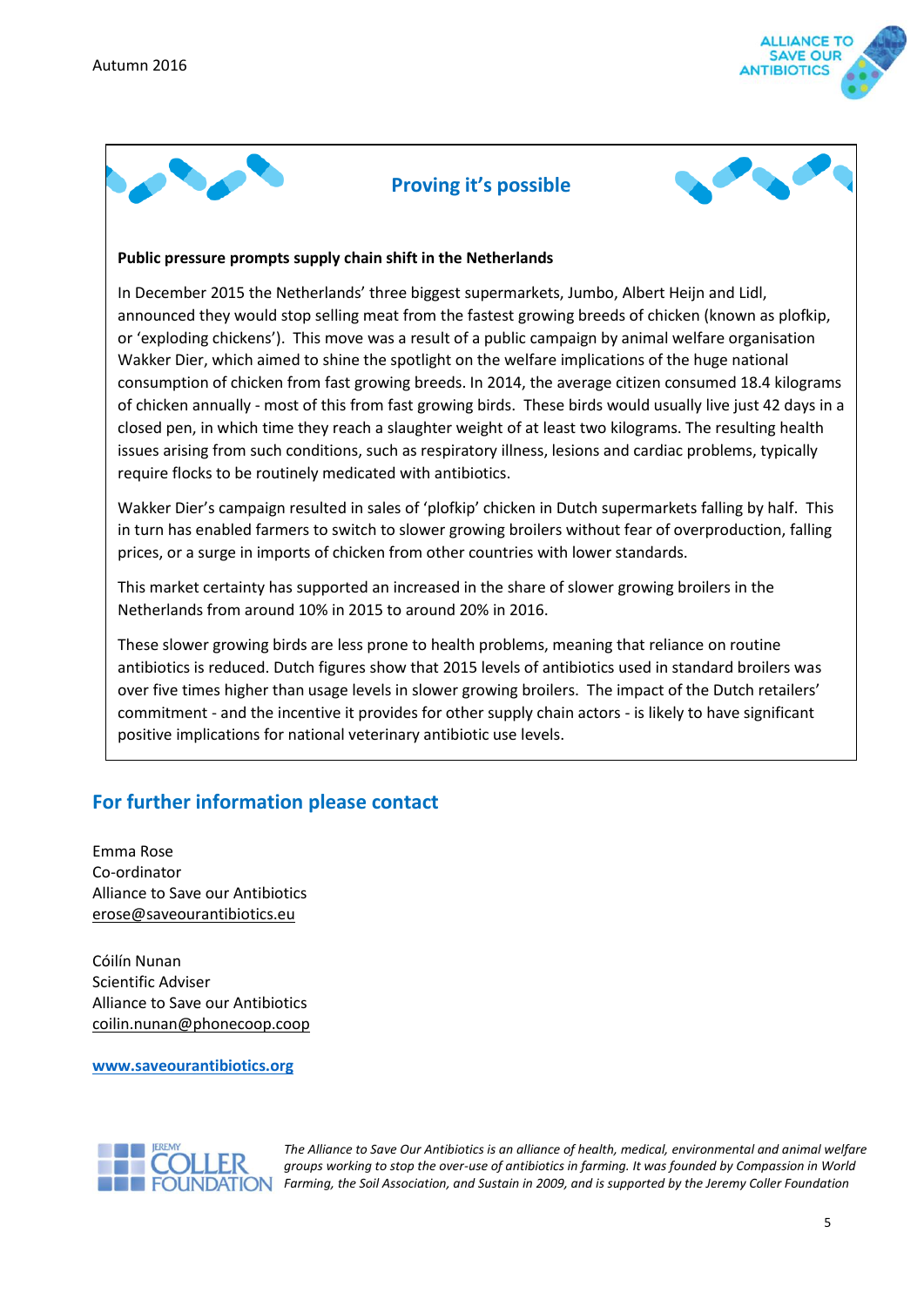## Proving it's possible

**Public pressure prompts supply chain shift in the Netherlands**

In December 2015 the Netherlands' three biggest supermarkets, Jumbo, Albert Heijn and Lidl, announced they would stop selling meat from the fastest growing breeds of chicken (known as plofkip, or 'exploding chickens'). This move was a result of a public campaign by animal welfare organisation Wakker Dier, which aimed to shine the spotlight on the welfare implications of the huge national consumption of chicken from fast growing breeds. In 2014, the average citizen consumed 18.4 kilograms of chicken annually - most of this from fast growing birds. These birds would usually live just 42 days in a closed pen, in which time they reach a slaughter weight of at least two kilograms. The resulting health issues arising from such conditions, such as respiratory illness, lesions and cardiac problems, typically require flocks to be routinely medicated with antibiotics.

Wakker Dier's campaign resulted in sales of 'plofkip' chicken in Dutch supermarkets falling by half. This in turn has enabled farmers to switch to slower growing broilers without fear of overproduction, falling prices, or a surge in imports of chicken from other countries with lower standards.

This market certainty has supported an increased in the share of slower growing broilers in the Netherlands from around 10% in 2015 to around 20% in 2016.

These slower growing birds are less prone to health problems, meaning that reliance on routine antibiotics is reduced. Dutch figures show that 2015 levels of antibiotics used in standard broilers was over five times higher than usage levels in slower growing broilers. The impact of the Dutch retailers' commitment - and the incentive it provides for other supply chain actors - is likely to have significant positive implications for national veterinary antibiotic use levels.

## For further information please contact

Emma Rose
Co-ordinator
Alliance to Save our Antibiotics
erose@saveourantibiotics.eu

Cóilín Nunan
Scientific Adviser
Alliance to Save our Antibiotics
coilin.nunan@phonecoop.coop

**www.saveourantibiotics.org**

*The Alliance to Save Our Antibiotics is an alliance of health, medical, environmental and animal welfare groups working to stop the over-use of antibiotics in farming. It was founded by Compassion in World Farming, the Soil Association, and Sustain in 2009, and is supported by the Jeremy Coller Foundation*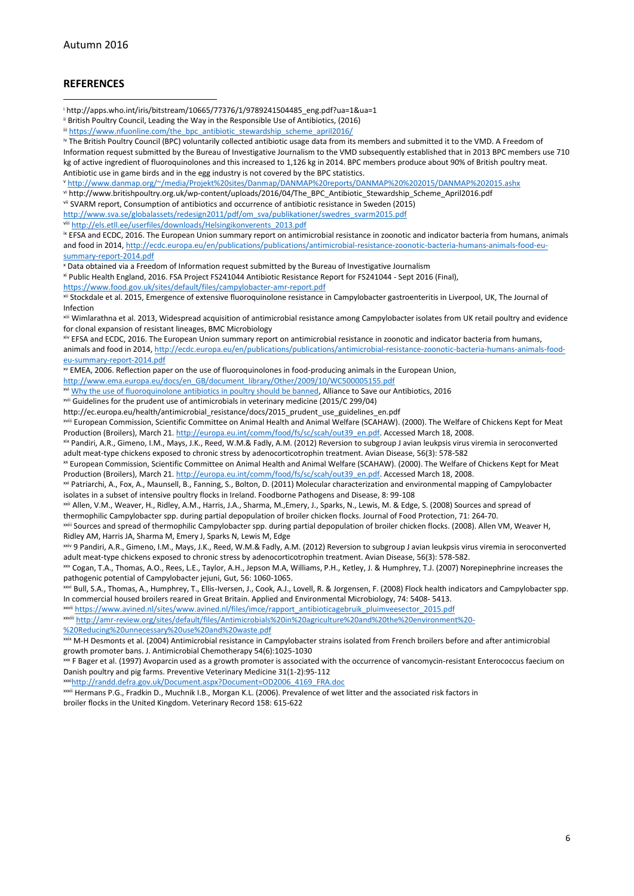## REFERENCES

[i] http://apps.who.int/iris/bitstream/10665/77376/1/9789241504485_eng.pdf?ua=1&ua=1

[ii] British Poultry Council, Leading the Way in the Responsible Use of Antibiotics, (2016)

[iii] https://www.nfuonline.com/the_bpc_antibiotic_stewardship_scheme_april2016/

[iv] The British Poultry Council (BPC) voluntarily collected antibiotic usage data from its members and submitted it to the VMD. A Freedom of Information request submitted by the Bureau of Investigative Journalism to the VMD subsequently established that in 2013 BPC members use 710 kg of active ingredient of fluoroquinolones and this increased to 1,126 kg in 2014. BPC members produce about 90% of British poultry meat. Antibiotic use in game birds and in the egg industry is not covered by the BPC statistics.

[v] http://www.danmap.org/~/media/Projekt%20sites/Danmap/DANMAP%20reports/DANMAP%20%202015/DANMAP%202015.ashx

[vi] http://www.britishpoultry.org.uk/wp-content/uploads/2016/04/The_BPC_Antibiotic_Stewardship_Scheme_April2016.pdf

[vii] SVARM report, Consumption of antibiotics and occurrence of antibiotic resistance in Sweden (2015) http://www.sva.se/globalassets/redesign2011/pdf/om_sva/publikationer/swedres_svarm2015.pdf

[viii] http://els.etll.ee/userfiles/downloads/Helsingikonverents_2013.pdf

[ix] EFSA and ECDC, 2016. The European Union summary report on antimicrobial resistance in zoonotic and indicator bacteria from humans, animals and food in 2014, http://ecdc.europa.eu/en/publications/publications/antimicrobial-resistance-zoonotic-bacteria-humans-animals-food-eu-summary-report-2014.pdf

[x] Data obtained via a Freedom of Information request submitted by the Bureau of Investigative Journalism

[xi] Public Health England, 2016. FSA Project FS241044 Antibiotic Resistance Report for FS241044 - Sept 2016 (Final), https://www.food.gov.uk/sites/default/files/campylobacter-amr-report.pdf

[xii] Stockdale et al. 2015, Emergence of extensive fluoroquinolone resistance in Campylobacter gastroenteritis in Liverpool, UK, The Journal of Infection

[xiii] Wimlarathna et al. 2013, Widespread acquisition of antimicrobial resistance among Campylobacter isolates from UK retail poultry and evidence for clonal expansion of resistant lineages, BMC Microbiology

[xiv] EFSA and ECDC, 2016. The European Union summary report on antimicrobial resistance in zoonotic and indicator bacteria from humans, animals and food in 2014, http://ecdc.europa.eu/en/publications/publications/antimicrobial-resistance-zoonotic-bacteria-humans-animals-food-eu-summary-report-2014.pdf

[xv] EMEA, 2006. Reflection paper on the use of fluoroquinolones in food-producing animals in the European Union, http://www.ema.europa.eu/docs/en_GB/document_library/Other/2009/10/WC500005155.pdf

[xvi] Why the use of fluoroquinolone antibiotics in poultry should be banned, Alliance to Save our Antibiotics, 2016

[xvii] Guidelines for the prudent use of antimicrobials in veterinary medicine (2015/C 299/04) http://ec.europa.eu/health/antimicrobial_resistance/docs/2015_prudent_use_guidelines_en.pdf

[xviii] European Commission, Scientific Committee on Animal Health and Animal Welfare (SCAHAW). (2000). The Welfare of Chickens Kept for Meat Production (Broilers), March 21. http://europa.eu.int/comm/food/fs/sc/scah/out39_en.pdf. Accessed March 18, 2008.

[xix] Pandiri, A.R., Gimeno, I.M., Mays, J.K., Reed, W.M.& Fadly, A.M. (2012) Reversion to subgroup J avian leukpsis virus viremia in seroconverted adult meat-type chickens exposed to chronic stress by adenocorticotrophin treatment. Avian Disease, 56(3): 578-582

[xx] European Commission, Scientific Committee on Animal Health and Animal Welfare (SCAHAW). (2000). The Welfare of Chickens Kept for Meat Production (Broilers), March 21. http://europa.eu.int/comm/food/fs/sc/scah/out39_en.pdf. Accessed March 18, 2008.

[xxi] Patriarchi, A., Fox, A., Maunsell, B., Fanning, S., Bolton, D. (2011) Molecular characterization and environmental mapping of Campylobacter isolates in a subset of intensive poultry flocks in Ireland. Foodborne Pathogens and Disease, 8: 99-108

[xxii] Allen, V.M., Weaver, H., Ridley, A.M., Harris, J.A., Sharma, M.,Emery, J., Sparks, N., Lewis, M. & Edge, S. (2008) Sources and spread of thermophilic Campylobacter spp. during partial depopulation of broiler chicken flocks. Journal of Food Protection, 71: 264-70.

[xxiii] Sources and spread of thermophilic Campylobacter spp. during partial depopulation of broiler chicken flocks. (2008). Allen VM, Weaver H, Ridley AM, Harris JA, Sharma M, Emery J, Sparks N, Lewis M, Edge

[xxiv] 9 Pandiri, A.R., Gimeno, I.M., Mays, J.K., Reed, W.M.& Fadly, A.M. (2012) Reversion to subgroup J avian leukpsis virus viremia in seroconverted adult meat-type chickens exposed to chronic stress by adenocorticotrophin treatment. Avian Disease, 56(3): 578-582.

[xxv] Cogan, T.A., Thomas, A.O., Rees, L.E., Taylor, A.H., Jepson M.A, Williams, P.H., Ketley, J. & Humphrey, T.J. (2007) Norepinephrine increases the pathogenic potential of Campylobacter jejuni, Gut, 56: 1060-1065.

[xxvi] Bull, S.A., Thomas, A., Humphrey, T., Ellis-Iversen, J., Cook, A.J., Lovell, R. & Jorgensen, F. (2008) Flock health indicators and Campylobacter spp. In commercial housed broilers reared in Great Britain. Applied and Environmental Microbiology, 74: 5408- 5413.

[xxvii] https://www.avined.nl/sites/www.avined.nl/files/imce/rapport_antibioticagebruik_pluimveesector_2015.pdf

[xxviii] http://amr-review.org/sites/default/files/Antimicrobials%20in%20agriculture%20and%20the%20environment%20-%20Reducing%20unnecessary%20use%20and%20waste.pdf

[xxix] M-H Desmonts et al. (2004) Antimicrobial resistance in Campylobacter strains isolated from French broilers before and after antimicrobial growth promoter bans. J. Antimicrobial Chemotherapy 54(6):1025-1030

[xxx] F Bager et al. (1997) Avopracin used as a growth promoter is associated with the occurrence of vancomycin-resistant Enterococcus faecium on Danish poultry and pig farms. Preventive Veterinary Medicine 31(1-2):95-112

[xxxi] http://randd.defra.gov.uk/Document.aspx?Document=OD2006_4169_FRA.doc

[xxxii] Hermans P.G., Fradkin D., Muchnik I.B., Morgan K.L. (2006). Prevalence of wet litter and the associated risk factors in broiler flocks in the United Kingdom. Veterinary Record 158: 615-622